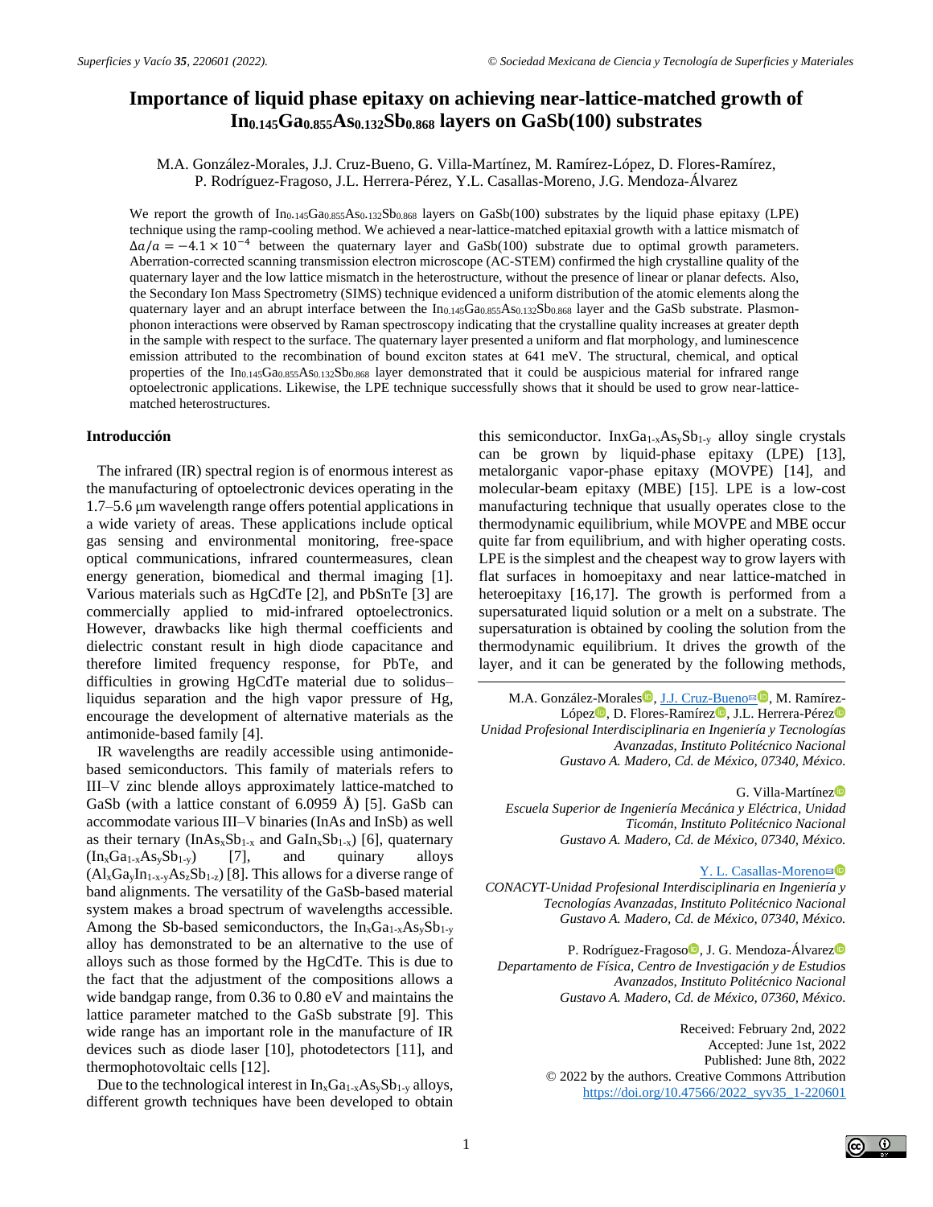# Importance of liquid phase epitaxy on achieving near-lattice-matched growth of $In_{0.145}Ga_{0.855}As_{0.132}Sb_{0.868}$ layers on GaSb(100) substrates

M.A. González-Morales, J.J. Cruz-Bueno, G. Villa-Martínez, M. Ramírez-López, D. Flores-Ramírez, P. Rodríguez-Fragoso, J.L. Herrera-Pérez, Y.L. Casallas-Moreno, J.G. Mendoza-Álvarez

We report the growth of $In_{0.145}Ga_{0.855}As_{0.132}Sb_{0.868}$ layers on GaSb(100) substrates by the liquid phase epitaxy (LPE) technique using the ramp-cooling method. We achieved a near-lattice-matched epitaxial growth with a lattice mismatch of $\Delta a/a = -4.1 \times 10^{-4}$ between the quaternary layer and GaSb(100) substrate due to optimal growth parameters. Aberration-corrected scanning transmission electron microscope (AC-STEM) confirmed the high crystalline quality of the quaternary layer and the low lattice mismatch in the heterostructure, without the presence of linear or planar defects. Also, the Secondary Ion Mass Spectrometry (SIMS) technique evidenced a uniform distribution of the atomic elements along the quaternary layer and an abrupt interface between the $In_{0.145}Ga_{0.855}As_{0.132}Sb_{0.868}$ layer and the GaSb substrate. Plasmon-phonon interactions were observed by Raman spectroscopy indicating that the crystalline quality increases at greater depth in the sample with respect to the surface. The quaternary layer presented a uniform and flat morphology, and luminescence emission attributed to the recombination of bound exciton states at 641 meV. The structural, chemical, and optical properties of the $In_{0.145}Ga_{0.855}As_{0.132}Sb_{0.868}$ layer demonstrated that it could be auspicious material for infrared range optoelectronic applications. Likewise, the LPE technique successfully shows that it should be used to grow near-lattice-matched heterostructures.

## Introducción

The infrared (IR) spectral region is of enormous interest as the manufacturing of optoelectronic devices operating in the 1.7–5.6 μm wavelength range offers potential applications in a wide variety of areas. These applications include optical gas sensing and environmental monitoring, free-space optical communications, infrared countermeasures, clean energy generation, biomedical and thermal imaging [1]. Various materials such as HgCdTe [2], and PbSnTe [3] are commercially applied to mid-infrared optoelectronics. However, drawbacks like high thermal coefficients and dielectric constant result in high diode capacitance and therefore limited frequency response, for PbTe, and difficulties in growing HgCdTe material due to solidus–liquidus separation and the high vapor pressure of Hg, encourage the development of alternative materials as the antimonide-based family [4].

IR wavelengths are readily accessible using antimonide-based semiconductors. This family of materials refers to III–V zinc blende alloys approximately lattice-matched to GaSb (with a lattice constant of 6.0959 Å) [5]. GaSb can accommodate various III–V binaries (InAs and InSb) as well as their ternary ($InAs_xSb_{1-x}$ and $GaIn_xSb_{1-x}$) [6], quaternary ($In_xGa_{1-x}As_ySb_{1-y}$) [7], and quinary alloys ($Al_xGa_yIn_{1-x-y}As_zSb_{1-z}$) [8]. This allows for a diverse range of band alignments. The versatility of the GaSb-based material system makes a broad spectrum of wavelengths accessible. Among the Sb-based semiconductors, the $In_xGa_{1-x}As_ySb_{1-y}$ alloy has demonstrated to be an alternative to the use of alloys such as those formed by the HgCdTe. This is due to the fact that the adjustment of the compositions allows a wide bandgap range, from 0.36 to 0.80 eV and maintains the lattice parameter matched to the GaSb substrate [9]. This wide range has an important role in the manufacture of IR devices such as diode laser [10], photodetectors [11], and thermophotovoltaic cells [12].

Due to the technological interest in $In_xGa_{1-x}As_ySb_{1-y}$ alloys, different growth techniques have been developed to obtain this semiconductor. $In_xGa_{1-x}As_ySb_{1-y}$ alloy single crystals can be grown by liquid-phase epitaxy (LPE) [13], metalorganic vapor-phase epitaxy (MOVPE) [14], and molecular-beam epitaxy (MBE) [15]. LPE is a low-cost manufacturing technique that usually operates close to the thermodynamic equilibrium, while MOVPE and MBE occur quite far from equilibrium, and with higher operating costs. LPE is the simplest and the cheapest way to grow layers with flat surfaces in homoepitaxy and near lattice-matched in heteroepitaxy [16,17]. The growth is performed from a supersaturated liquid solution or a melt on a substrate. The supersaturation is obtained by cooling the solution from the thermodynamic equilibrium. It drives the growth of the layer, and it can be generated by the following methods,

---

M.A. González-Morales, J.J. Cruz-Bueno, M. Ramírez-López, D. Flores-Ramírez, J.L. Herrera-Pérez
*Unidad Profesional Interdisciplinaria en Ingeniería y Tecnologías Avanzadas, Instituto Politécnico Nacional Gustavo A. Madero, Cd. de México, 07340, México.*

G. Villa-Martínez
*Escuela Superior de Ingeniería Mecánica y Eléctrica, Unidad Ticomán, Instituto Politécnico Nacional Gustavo A. Madero, Cd. de México, 07340, México.*

Y. L. Casallas-Moreno
*CONACYT-Unidad Profesional Interdisciplinaria en Ingeniería y Tecnologías Avanzadas, Instituto Politécnico Nacional Gustavo A. Madero, Cd. de México, 07340, México.*

P. Rodríguez-Fragoso, J. G. Mendoza-Álvarez
*Departamento de Física, Centro de Investigación y de Estudios Avanzados, Instituto Politécnico Nacional Gustavo A. Madero, Cd. de México, 07360, México.*

Received: February 2nd, 2022
Accepted: June 1st, 2022
Published: June 8th, 2022
© 2022 by the authors. Creative Commons Attribution
https://doi.org/10.47566/2022_syv35_1-220601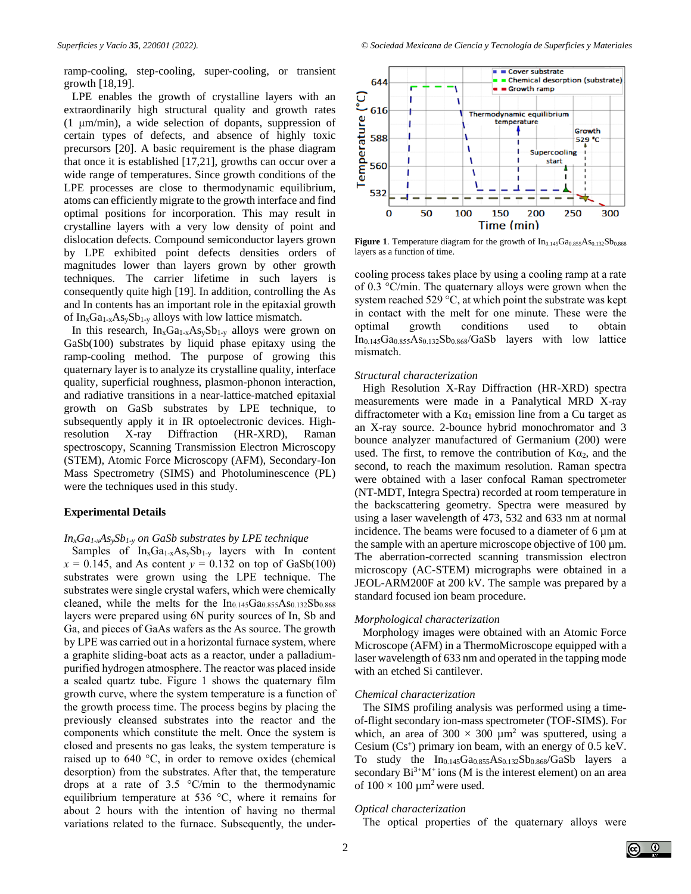ramp-cooling, step-cooling, super-cooling, or transient growth [18,19].

LPE enables the growth of crystalline layers with an extraordinarily high structural quality and growth rates (1 μm/min), a wide selection of dopants, suppression of certain types of defects, and absence of highly toxic precursors [20]. A basic requirement is the phase diagram that once it is established [17,21], growths can occur over a wide range of temperatures. Since growth conditions of the LPE processes are close to thermodynamic equilibrium, atoms can efficiently migrate to the growth interface and find optimal positions for incorporation. This may result in crystalline layers with a very low density of point and dislocation defects. Compound semiconductor layers grown by LPE exhibited point defects densities orders of magnitudes lower than layers grown by other growth techniques. The carrier lifetime in such layers is consequently quite high [19]. In addition, controlling the As and In contents has an important role in the epitaxial growth of $In_xGa_{1-x}As_ySb_{1-y}$ alloys with low lattice mismatch.

In this research, $In_xGa_{1-x}As_ySb_{1-y}$ alloys were grown on GaSb(100) substrates by liquid phase epitaxy using the ramp-cooling method. The purpose of growing this quaternary layer is to analyze its crystalline quality, interface quality, superficial roughness, plasmon-phonon interaction, and radiative transitions in a near-lattice-matched epitaxial growth on GaSb substrates by LPE technique, to subsequently apply it in IR optoelectronic devices. High-resolution X-ray Diffraction (HR-XRD), Raman spectroscopy, Scanning Transmission Electron Microscopy (STEM), Atomic Force Microscopy (AFM), Secondary-Ion Mass Spectrometry (SIMS) and Photoluminescence (PL) were the techniques used in this study.

## Experimental Details

### *$In_xGa_{1-x}As_ySb_{1-y}$ on GaSb substrates by LPE technique*

Samples of $In_xGa_{1-x}As_ySb_{1-y}$ layers with In content $x$ = 0.145, and As content $y$ = 0.132 on top of GaSb(100) substrates were grown using the LPE technique. The substrates were single crystal wafers, which were chemically cleaned, while the melts for the $In_{0.145}Ga_{0.855}As_{0.132}Sb_{0.868}$ layers were prepared using 6N purity sources of In, Sb and Ga, and pieces of GaAs wafers as the As source. The growth by LPE was carried out in a horizontal furnace system, where a graphite sliding-boat acts as a reactor, under a palladium-purified hydrogen atmosphere. The reactor was placed inside a sealed quartz tube. Figure 1 shows the quaternary film growth curve, where the system temperature is a function of the growth process time. The process begins by placing the previously cleansed substrates into the reactor and the components which constitute the melt. Once the system is closed and presents no gas leaks, the system temperature is raised up to 640 °C, in order to remove oxides (chemical desorption) from the substrates. After that, the temperature drops at a rate of 3.5 °C/min to the thermodynamic equilibrium temperature at 536 °C, where it remains for about 2 hours with the intention of having no thermal variations related to the furnace. Subsequently, the under-cooling process takes place by using a cooling ramp at a rate of 0.3 °C/min. The quaternary alloys were grown when the system reached 529 °C, at which point the substrate was kept in contact with the melt for one minute. These were the optimal growth conditions used to obtain $In_{0.145}Ga_{0.855}As_{0.132}Sb_{0.868}$/GaSb layers with low lattice mismatch.

**Figure 1**. Temperature diagram for the growth of $In_{0.145}Ga_{0.855}As_{0.132}Sb_{0.868}$ layers as a function of time.

### *Structural characterization*

High Resolution X-Ray Diffraction (HR-XRD) spectra measurements were made in a Panalytical MRD X-ray diffractometer with a $K\alpha_1$ emission line from a Cu target as an X-ray source. 2-bounce hybrid monochromator and 3 bounce analyzer manufactured of Germanium (200) were used. The first, to remove the contribution of $K\alpha_2$, and the second, to reach the maximum resolution. Raman spectra were obtained with a laser confocal Raman spectrometer (NT-MDT, Integra Spectra) recorded at room temperature in the backscattering geometry. Spectra were measured by using a laser wavelength of 473, 532 and 633 nm at normal incidence. The beams were focused to a diameter of 6 μm at the sample with an aperture microscope objective of 100 μm. The aberration-corrected scanning transmission electron microscopy (AC-STEM) micrographs were obtained in a JEOL-ARM200F at 200 kV. The sample was prepared by a standard focused ion beam procedure.

### *Morphological characterization*

Morphology images were obtained with an Atomic Force Microscope (AFM) in a ThermoMicroscope equipped with a laser wavelength of 633 nm and operated in the tapping mode with an etched Si cantilever.

### *Chemical characterization*

The SIMS profiling analysis was performed using a time-of-flight secondary ion-mass spectrometer (TOF-SIMS). For which, an area of 300 × 300 μm$^2$ was sputtered, using a Cesium ($Cs^+$) primary ion beam, with an energy of 0.5 keV. To study the $In_{0.145}Ga_{0.855}As_{0.132}Sb_{0.868}$/GaSb layers a secondary $Bi^{3+}M^+$ ions (M is the interest element) on an area of 100 × 100 μm$^2$ were used.

### *Optical characterization*

The optical properties of the quaternary alloys were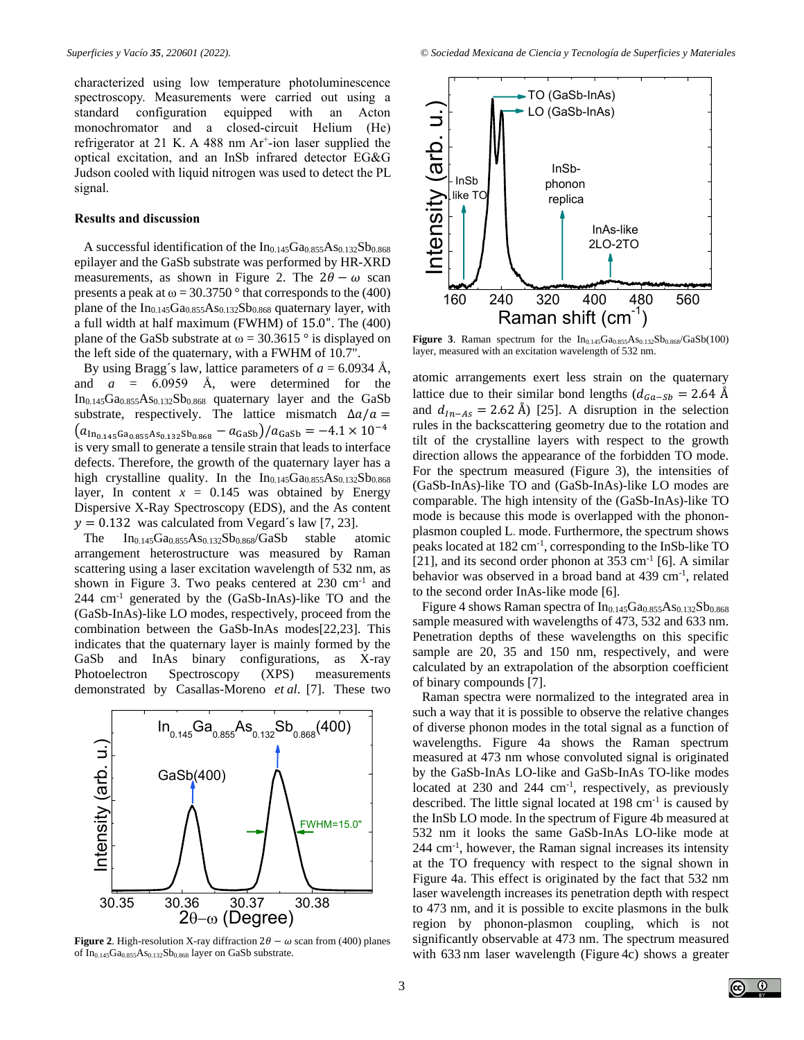characterized using low temperature photoluminescence spectroscopy. Measurements were carried out using a standard configuration equipped with an Acton monochromator and a closed-circuit Helium (He) refrigerator at 21 K. A 488 nm $Ar^+$-ion laser supplied the optical excitation, and an InSb infrared detector EG&G Judson cooled with liquid nitrogen was used to detect the PL signal.

## Results and discussion

A successful identification of the $In_{0.145}Ga_{0.855}As_{0.132}Sb_{0.868}$ epilayer and the GaSb substrate was performed by HR-XRD measurements, as shown in Figure 2. The $2\theta - \omega$ scan presents a peak at ω = 30.3750 ° that corresponds to the (400) plane of the $In_{0.145}Ga_{0.855}As_{0.132}Sb_{0.868}$ quaternary layer, with a full width at half maximum (FWHM) of 15.0". The (400) plane of the GaSb substrate at ω = 30.3615 ° is displayed on the left side of the quaternary, with a FWHM of 10.7".

By using Bragg´s law, lattice parameters of $a$ = 6.0934 Å, and $a$ = 6.0959 Å, were determined for the $In_{0.145}Ga_{0.855}As_{0.132}Sb_{0.868}$ quaternary layer and the GaSb substrate, respectively. The lattice mismatch $\Delta a/a = (a_{In_{0.145}Ga_{0.855}As_{0.132}Sb_{0.868}} - a_{GaSb})/a_{GaSb} = -4.1 \times 10^{-4}$ is very small to generate a tensile strain that leads to interface defects. Therefore, the growth of the quaternary layer has a high crystalline quality. In the $In_{0.145}Ga_{0.855}As_{0.132}Sb_{0.868}$ layer, In content $x$ = 0.145 was obtained by Energy Dispersive X-Ray Spectroscopy (EDS), and the As content $y = 0.132$ was calculated from Vegard´s law [7, 23].

The $In_{0.145}Ga_{0.855}As_{0.132}Sb_{0.868}$/GaSb stable atomic arrangement heterostructure was measured by Raman scattering using a laser excitation wavelength of 532 nm, as shown in Figure 3. Two peaks centered at 230 $cm^{-1}$ and 244 $cm^{-1}$ generated by the (GaSb-InAs)-like TO and the (GaSb-InAs)-like LO modes, respectively, proceed from the combination between the GaSb-InAs modes[22,23]. This indicates that the quaternary layer is mainly formed by the GaSb and InAs binary configurations, as X-ray Photoelectron Spectroscopy (XPS) measurements demonstrated by Casallas-Moreno *et al*. [7]. These two atomic arrangements exert less strain on the quaternary lattice due to their similar bond lengths ($d_{Ga-Sb}$ = 2.64 Å and $d_{In-As}$ = 2.62 Å) [25]. A disruption in the selection rules in the backscattering geometry due to the rotation and tilt of the crystalline layers with respect to the growth direction allows the appearance of the forbidden TO mode. For the spectrum measured (Figure 3), the intensities of (GaSb-InAs)-like TO and (GaSb-InAs)-like LO modes are comparable. The high intensity of the (GaSb-InAs)-like TO mode is because this mode is overlapped with the phonon-plasmon coupled L- mode. Furthermore, the spectrum shows peaks located at 182 $cm^{-1}$, corresponding to the InSb-like TO [21], and its second order phonon at 353 $cm^{-1}$ [6]. A similar behavior was observed in a broad band at 439 $cm^{-1}$, related to the second order InAs-like mode [6].

**Figure 2**. High-resolution X-ray diffraction $2\theta - \omega$ scan from (400) planes of $In_{0.145}Ga_{0.855}As_{0.132}Sb_{0.868}$ layer on GaSb substrate.

**Figure 3**. Raman spectrum for the $In_{0.145}Ga_{0.855}As_{0.132}Sb_{0.868}$/GaSb(100) layer, measured with an excitation wavelength of 532 nm.

Figure 4 shows Raman spectra of $In_{0.145}Ga_{0.855}As_{0.132}Sb_{0.868}$ sample measured with wavelengths of 473, 532 and 633 nm. Penetration depths of these wavelengths on this specific sample are 20, 35 and 150 nm, respectively, and were calculated by an extrapolation of the absorption coefficient of binary compounds [7].

Raman spectra were normalized to the integrated area in such a way that it is possible to observe the relative changes of diverse phonon modes in the total signal as a function of wavelengths. Figure 4a shows the Raman spectrum measured at 473 nm whose convoluted signal is originated by the GaSb-InAs LO-like and GaSb-InAs TO-like modes located at 230 and 244 $cm^{-1}$, respectively, as previously described. The little signal located at 198 $cm^{-1}$ is caused by the InSb LO mode. In the spectrum of Figure 4b measured at 532 nm it looks the same GaSb-InAs LO-like mode at 244 $cm^{-1}$, however, the Raman signal increases its intensity at the TO frequency with respect to the signal shown in Figure 4a. This effect is originated by the fact that 532 nm laser wavelength increases its penetration depth with respect to 473 nm, and it is possible to excite plasmons in the bulk region by phonon-plasmon coupling, which is not significantly observable at 473 nm. The spectrum measured with 633 nm laser wavelength (Figure 4c) shows a greater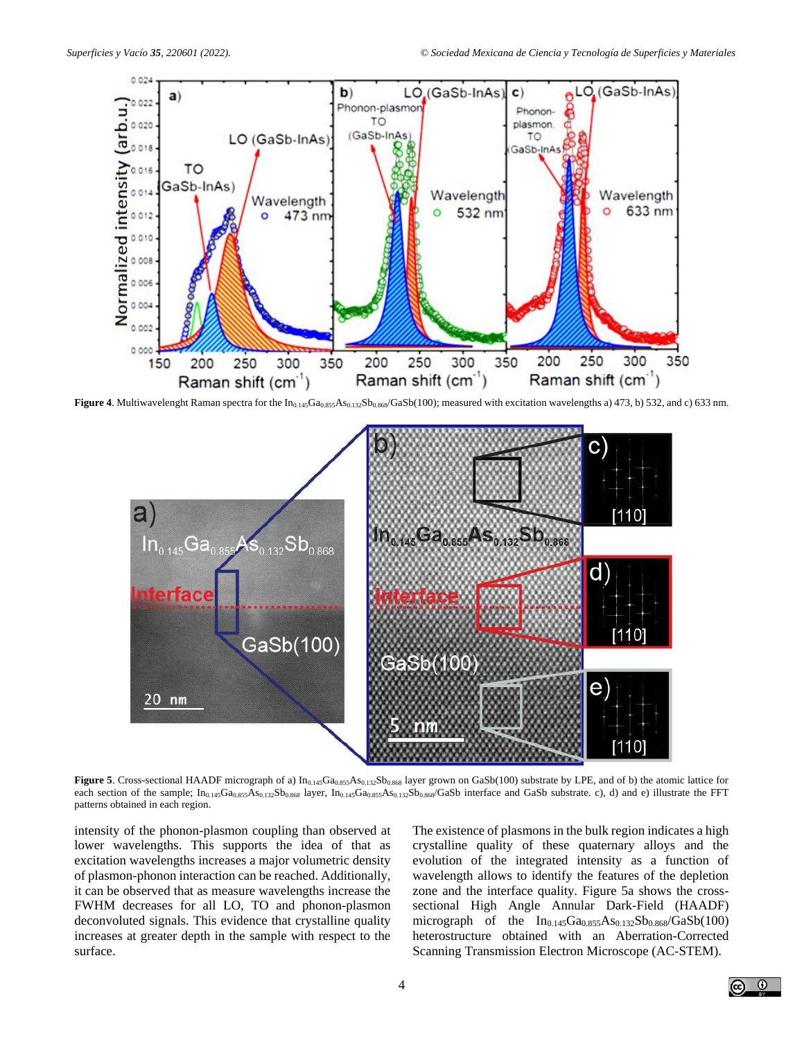**Figure 4**. Multiwavelenght Raman spectra for the $In_{0.145}Ga_{0.855}As_{0.132}Sb_{0.868}$/GaSb(100); measured with excitation wavelengths a) 473, b) 532, and c) 633 nm.

**Figure 5**. Cross-sectional HAADF micrograph of a) $In_{0.145}Ga_{0.855}As_{0.132}Sb_{0.868}$ layer grown on GaSb(100) substrate by LPE, and of b) the atomic lattice for each section of the sample; $In_{0.145}Ga_{0.855}As_{0.132}Sb_{0.868}$ layer, $In_{0.145}Ga_{0.855}As_{0.132}Sb_{0.868}$/GaSb interface and GaSb substrate. c), d) and e) illustrate the FFT patterns obtained in each region.

intensity of the phonon-plasmon coupling than observed at lower wavelengths. This supports the idea of that as excitation wavelengths increases a major volumetric density of plasmon-phonon interaction can be reached. Additionally, it can be observed that as measure wavelengths increase the FWHM decreases for all LO, TO and phonon-plasmon deconvoluted signals. This evidence that crystalline quality increases at greater depth in the sample with respect to the surface.

The existence of plasmons in the bulk region indicates a high crystalline quality of these quaternary alloys and the evolution of the integrated intensity as a function of wavelength allows to identify the features of the depletion zone and the interface quality. Figure 5a shows the cross-sectional High Angle Annular Dark-Field (HAADF) micrograph of the $In_{0.145}Ga_{0.855}As_{0.132}Sb_{0.868}$/GaSb(100) heterostructure obtained with an Aberration-Corrected Scanning Transmission Electron Microscope (AC-STEM).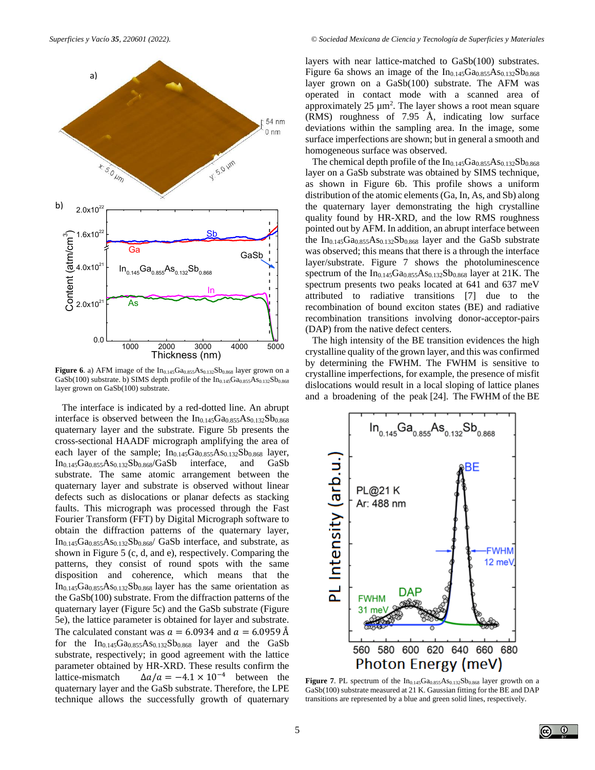Figure 6. a) AFM image of the $In_{0.145}Ga_{0.855}As_{0.132}Sb_{0.868}$ layer grown on a GaSb(100) substrate. b) SIMS depth profile of the $In_{0.145}Ga_{0.855}As_{0.132}Sb_{0.868}$ layer grown on GaSb(100) substrate.

The interface is indicated by a red-dotted line. An abrupt interface is observed between the $In_{0.145}Ga_{0.855}As_{0.132}Sb_{0.868}$ quaternary layer and the substrate. Figure 5b presents the cross-sectional HAADF micrograph amplifying the area of each layer of the sample; $In_{0.145}Ga_{0.855}As_{0.132}Sb_{0.868}$ layer, $In_{0.145}Ga_{0.855}As_{0.132}Sb_{0.868}$/GaSb interface, and GaSb substrate. The same atomic arrangement between the quaternary layer and substrate is observed without linear defects such as dislocations or planar defects as stacking faults. This micrograph was processed through the Fast Fourier Transform (FFT) by Digital Micrograph software to obtain the diffraction patterns of the quaternary layer, $In_{0.145}Ga_{0.855}As_{0.132}Sb_{0.868}$/ GaSb interface, and substrate, as shown in Figure 5 (c, d, and e), respectively. Comparing the patterns, they consist of round spots with the same disposition and coherence, which means that the $In_{0.145}Ga_{0.855}As_{0.132}Sb_{0.868}$ layer has the same orientation as the GaSb(100) substrate. From the diffraction patterns of the quaternary layer (Figure 5c) and the GaSb substrate (Figure 5e), the lattice parameter is obtained for layer and substrate. The calculated constant was $a = 6.0934$ and $a = 6.0959$ Å for the $In_{0.145}Ga_{0.855}As_{0.132}Sb_{0.868}$ layer and the GaSb substrate, respectively; in good agreement with the lattice parameter obtained by HR-XRD. These results confirm the lattice-mismatch $\Delta a/a = -4.1 \times 10^{-4}$ between the quaternary layer and the GaSb substrate. Therefore, the LPE technique allows the successfully growth of quaternary layers with near lattice-matched to GaSb(100) substrates. Figure 6a shows an image of the $In_{0.145}Ga_{0.855}As_{0.132}Sb_{0.868}$ layer grown on a GaSb(100) substrate. The AFM was operated in contact mode with a scanned area of approximately 25 μm$^2$. The layer shows a root mean square (RMS) roughness of 7.95 Å, indicating low surface deviations within the sampling area. In the image, some surface imperfections are shown; but in general a smooth and homogeneous surface was observed.

The chemical depth profile of the $In_{0.145}Ga_{0.855}As_{0.132}Sb_{0.868}$ layer on a GaSb substrate was obtained by SIMS technique, as shown in Figure 6b. This profile shows a uniform distribution of the atomic elements (Ga, In, As, and Sb) along the quaternary layer demonstrating the high crystalline quality found by HR-XRD, and the low RMS roughness pointed out by AFM. In addition, an abrupt interface between the $In_{0.145}Ga_{0.855}As_{0.132}Sb_{0.868}$ layer and the GaSb substrate was observed; this means that there is a through the interface layer/substrate. Figure 7 shows the photoluminescence spectrum of the $In_{0.145}Ga_{0.855}As_{0.132}Sb_{0.868}$ layer at 21K. The spectrum presents two peaks located at 641 and 637 meV attributed to radiative transitions [7] due to the recombination of bound exciton states (BE) and radiative recombination transitions involving donor-acceptor-pairs (DAP) from the native defect centers.

The high intensity of the BE transition evidences the high crystalline quality of the grown layer, and this was confirmed by determining the FWHM. The FWHM is sensitive to crystalline imperfections, for example, the presence of misfit dislocations would result in a local sloping of lattice planes and a broadening of the peak [24]. The FWHM of the BE

Figure 7. PL spectrum of the $In_{0.145}Ga_{0.855}As_{0.132}Sb_{0.868}$ layer growth on a GaSb(100) substrate measured at 21 K. Gaussian fitting for the BE and DAP transitions are represented by a blue and green solid lines, respectively.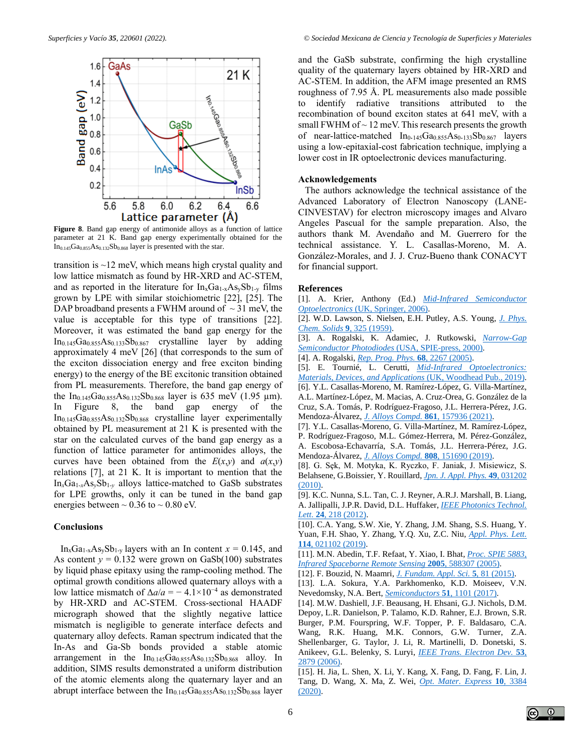Figure 8. Band gap energy of antimonide alloys as a function of lattice parameter at 21 K. Band gap energy experimentally obtained for the $In_{0.145}Ga_{0.855}As_{0.132}Sb_{0.868}$ layer is presented with the star.

transition is ~12 meV, which means high crystal quality and low lattice mismatch as found by HR-XRD and AC-STEM, and as reported in the literature for $In_xGa_{1-x}As_ySb_{1-y}$ films grown by LPE with similar stoichiometric [22], [25]. The DAP broadband presents a FWHM around of ~ 31 meV, the value is acceptable for this type of transitions [22]. Moreover, it was estimated the band gap energy for the $In_{0.145}Ga_{0.855}As_{0.133}Sb_{0.867}$ crystalline layer by adding approximately 4 meV [26] (that corresponds to the sum of the exciton dissociation energy and free exciton binding energy) to the energy of the BE excitonic transition obtained from PL measurements. Therefore, the band gap energy of the $In_{0.145}Ga_{0.855}As_{0.132}Sb_{0.868}$ layer is 635 meV (1.95 µm). In Figure 8, the band gap energy of the $In_{0.145}Ga_{0.855}As_{0.132}Sb_{0.868}$ crystalline layer experimentally obtained by PL measurement at 21 K is presented with the star on the calculated curves of the band gap energy as a function of lattice parameter for antimonides alloys, the curves have been obtained from the $E(x,y)$ and $a(x,y)$ relations [7], at 21 K. It is important to mention that the $In_xGa_{1-x}As_ySb_{1-y}$ alloys lattice-matched to GaSb substrates for LPE growths, only it can be tuned in the band gap energies between ~ 0.36 to ~ 0.80 eV.

## Conclusions

$In_xGa_{1-x}As_ySb_{1-y}$ layers with an In content $x = 0.145$, and As content $y = 0.132$ were grown on GaSb(100) substrates by liquid phase epitaxy using the ramp-cooling method. The optimal growth conditions allowed quaternary alloys with a low lattice mismatch of $\Delta a/a = -4.1\times10^{-4}$ as demonstrated by HR-XRD and AC-STEM. Cross-sectional HAADF micrograph showed that the slightly negative lattice mismatch is negligible to generate interface defects and quaternary alloy defects. Raman spectrum indicated that the In-As and Ga-Sb bonds provided a stable atomic arrangement in the $In_{0.145}Ga_{0.855}As_{0.132}Sb_{0.868}$ alloy. In addition, SIMS results demonstrated a uniform distribution of the atomic elements along the quaternary layer and an abrupt interface between the $In_{0.145}Ga_{0.855}As_{0.132}Sb_{0.868}$ layer and the GaSb substrate, confirming the high crystalline quality of the quaternary layers obtained by HR-XRD and AC-STEM. In addition, the AFM image presented an RMS roughness of 7.95 Å. PL measurements also made possible to identify radiative transitions attributed to the recombination of bound exciton states at 641 meV, with a small FWHM of ~ 12 meV. This research presents the growth of near-lattice-matched $In_{0.145}Ga_{0.855}As_{0.133}Sb_{0.867}$ layers using a low-epitaxial-cost fabrication technique, implying a lower cost in IR optoelectronic devices manufacturing.

## Acknowledgements

The authors acknowledge the technical assistance of the Advanced Laboratory of Electron Nanoscopy (LANE-CINVESTAV) for electron microscopy images and Alvaro Angeles Pascual for the sample preparation. Also, the authors thank M. Avendaño and M. Guerrero for the technical assistance. Y. L. Casallas-Moreno, M. A. González-Morales, and J. J. Cruz-Bueno thank CONACYT for financial support.

## References

[1]. A. Krier, Anthony (Ed.) *Mid-Infrared Semiconductor Optoelectronics* (UK, Springer, 2006).

[2]. W.D. Lawson, S. Nielsen, E.H. Putley, A.S. Young, *J. Phys. Chem. Solids* **9**, 325 (1959).

[3]. A. Rogalski, K. Adamiec, J. Rutkowski, *Narrow-Gap Semiconductor Photodiodes* (USA, SPIE-press, 2000).

[4]. A. Rogalski, *Rep. Prog. Phys.* **68**, 2267 (2005).

[5]. E. Tournié, L. Cerutti, *Mid-Infrared Optoelectronics: Materials, Devices, and Applications* (UK, Woodhead Pub., 2019).

[6]. Y.L. Casallas-Moreno, M. Ramírez-López, G. Villa-Martínez, A.L. Martínez-López, M. Macias, A. Cruz-Orea, G. González de la Cruz, S.A. Tomás, P. Rodríguez-Fragoso, J.L. Herrera-Pérez, J.G. Mendoza-Álvarez, *J. Alloys Compd.* **861**, 157936 (2021).

[7]. Y.L. Casallas-Moreno, G. Villa-Martínez, M. Ramírez-López, P. Rodríguez-Fragoso, M.L. Gómez-Herrera, M. Pérez-González, A. Escobosa-Echavarría, S.A. Tomás, J.L. Herrera-Pérez, J.G. Mendoza-Álvarez, *J. Alloys Compd.* **808**, 151690 (2019).

[8]. G. Sęk, M. Motyka, K. Ryczko, F. Janiak, J. Misiewicz, S. Belahsene, G.Boissier, Y. Rouillard, *Jpn. J. Appl. Phys.* **49**, 031202 (2010).

[9]. K.C. Nunna, S.L. Tan, C. J. Reyner, A.R.J. Marshall, B. Liang, A. Jallipalli, J.P.R. David, D.L. Huffaker, *IEEE Photonics Technol. Lett.* **24**, 218 (2012).

[10]. C.A. Yang, S.W. Xie, Y. Zhang, J.M. Shang, S.S. Huang, Y. Yuan, F.H. Shao, Y. Zhang, Y.Q. Xu, Z.C. Niu, *Appl. Phys. Lett.* **114**, 021102 (2019).

[11]. M.N. Abedin, T.F. Refaat, Y. Xiao, I. Bhat, *Proc. SPIE 5883, Infrared Spaceborne Remote Sensing* **2005**, 588307 (2005).

[12]. F. Bouzid, N. Maamri, *J. Fundam. Appl. Sci.* **5**, 81 (2015).

[13]. L.A. Sokura, Y.A. Parkhomenko, K.D. Moiseev, V.N. Nevedomsky, N.A. Bert, *Semiconductors* **51**, 1101 (2017).

[14]. M.W. Dashiell, J.F. Beausang, H. Ehsani, G.J. Nichols, D.M. Depoy, L.R. Danielson, P. Talamo, K.D. Rahner, E.J. Brown, S.R. Burger, P.M. Fourspring, W.F. Topper, P. F. Baldasaro, C.A. Wang, R.K. Huang, M.K. Connors, G.W. Turner, Z.A. Shellenbarger, G. Taylor, J. Li, R. Martinelli, D. Donetski, S. Anikeev, G.L. Belenky, S. Luryi, *IEEE Trans. Electron Dev.* **53**, 2879 (2006).

[15]. H. Jia, L. Shen, X. Li, Y. Kang, X. Fang, D. Fang, F. Lin, J. Tang, D. Wang, X. Ma, Z. Wei, *Opt. Mater. Express* **10**, 3384 (2020).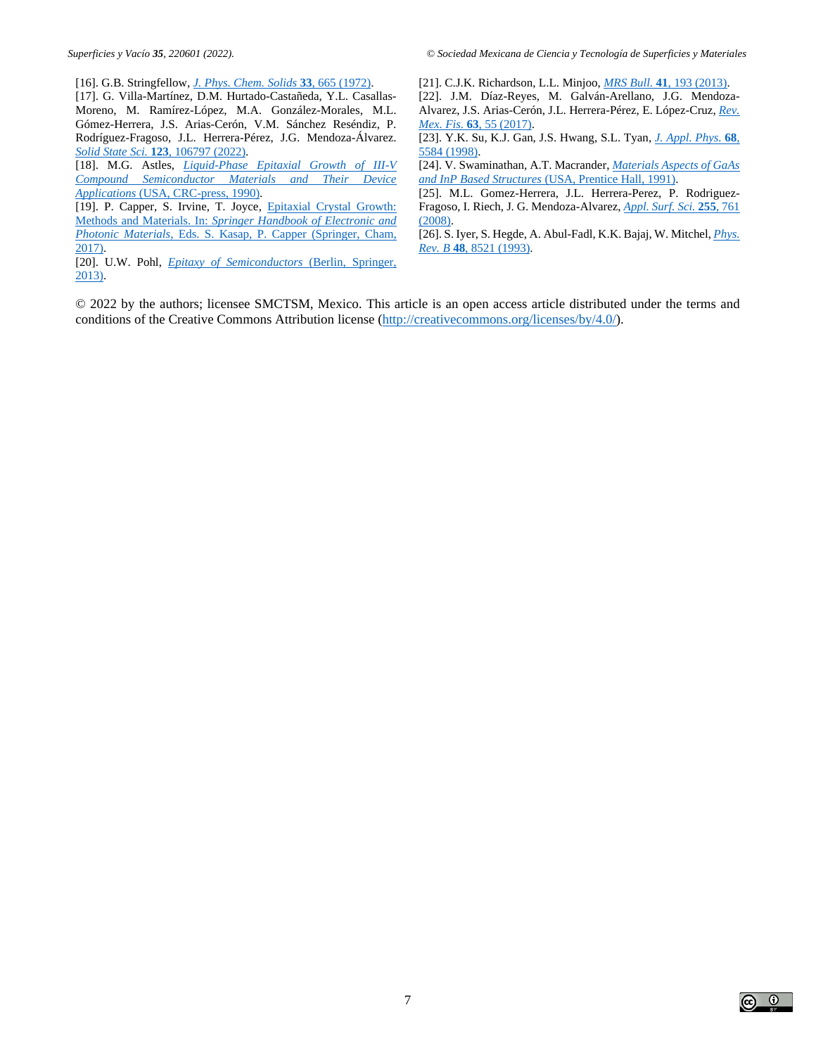[16]. G.B. Stringfellow, *J. Phys. Chem. Solids* **33**, 665 (1972).

[17]. G. Villa-Martínez, D.M. Hurtado-Castañeda, Y.L. Casallas-Moreno, M. Ramírez-López, M.A. González-Morales, M.L. Gómez-Herrera, J.S. Arias-Cerón, V.M. Sánchez Reséndiz, P. Rodríguez-Fragoso, J.L. Herrera-Pérez, J.G. Mendoza-Álvarez. *Solid State Sci.* **123**, 106797 (2022).

[18]. M.G. Astles, *Liquid-Phase Epitaxial Growth of III-V Compound Semiconductor Materials and Their Device Applications* (USA, CRC-press, 1990).

[19]. P. Capper, S. Irvine, T. Joyce, Epitaxial Crystal Growth: Methods and Materials. In: *Springer Handbook of Electronic and Photonic Materials*, Eds. S. Kasap, P. Capper (Springer, Cham, 2017).

[20]. U.W. Pohl, *Epitaxy of Semiconductors* (Berlin, Springer, 2013).

[21]. C.J.K. Richardson, L.L. Minjoo, *MRS Bull.* **41**, 193 (2013).

[22]. J.M. Díaz-Reyes, M. Galván-Arellano, J.G. Mendoza-Alvarez, J.S. Arias-Cerón, J.L. Herrera-Pérez, E. López-Cruz, *Rev. Mex. Fis.* **63**, 55 (2017).

[23]. Y.K. Su, K.J. Gan, J.S. Hwang, S.L. Tyan, *J. Appl. Phys.* **68**, 5584 (1998).

[24]. V. Swaminathan, A.T. Macrander, *Materials Aspects of GaAs and InP Based Structures* (USA, Prentice Hall, 1991).

[25]. M.L. Gomez-Herrera, J.L. Herrera-Perez, P. Rodriguez-Fragoso, I. Riech, J. G. Mendoza-Alvarez, *Appl. Surf. Sci.* **255**, 761 (2008).

[26]. S. Iyer, S. Hegde, A. Abul-Fadl, K.K. Bajaj, W. Mitchel, *Phys. Rev. B* **48**, 8521 (1993).

© 2022 by the authors; licensee SMCTSM, Mexico. This article is an open access article distributed under the terms and conditions of the Creative Commons Attribution license (http://creativecommons.org/licenses/by/4.0/).